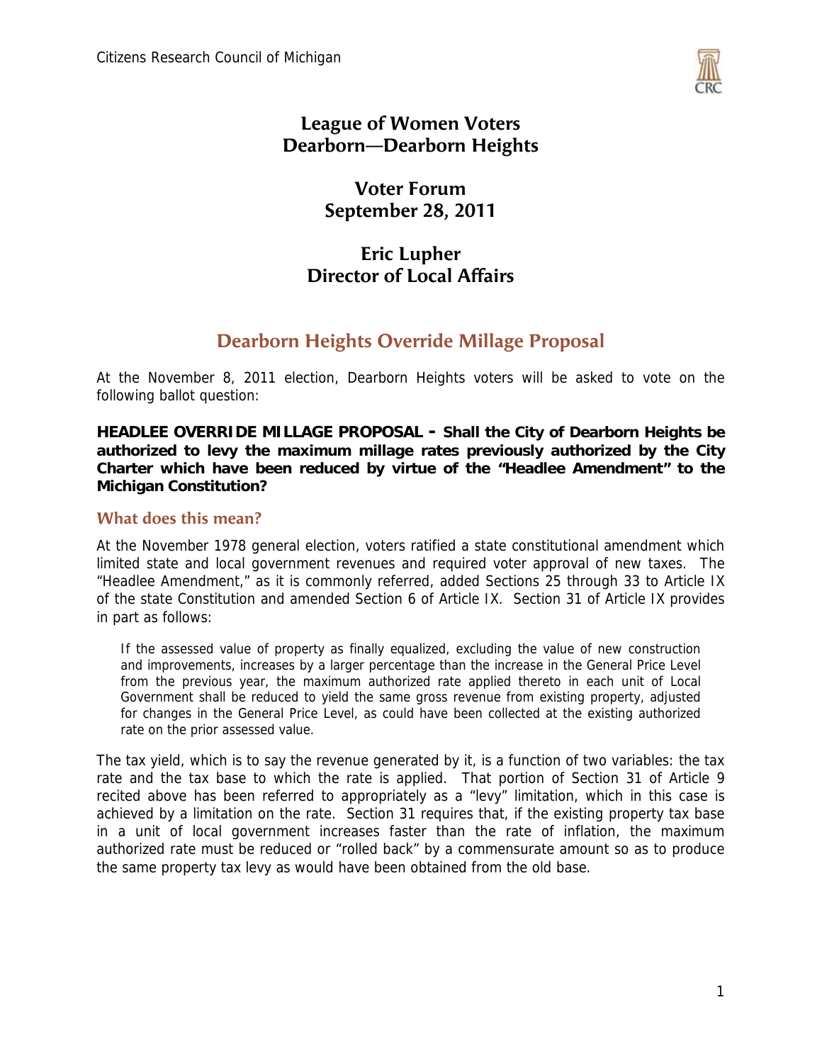# League of Women Voters Dearborn—Dearborn Heights

## Voter Forum September 28, 2011

## Eric Lupher Director of Local Affairs

## Dearborn Heights Override Millage Proposal

At the November 8, 2011 election, Dearborn Heights voters will be asked to vote on the following ballot question:

**HEADLEE OVERRIDE MILLAGE PROPOSAL - Shall the City of Dearborn Heights be authorized to levy the maximum millage rates previously authorized by the City Charter which have been reduced by virtue of the "Headlee Amendment" to the Michigan Constitution?**

### What does this mean?

At the November 1978 general election, voters ratified a state constitutional amendment which limited state and local government revenues and required voter approval of new taxes. The "Headlee Amendment," as it is commonly referred, added Sections 25 through 33 to Article IX of the state Constitution and amended Section 6 of Article IX. Section 31 of Article IX provides in part as follows:

> If the assessed value of property as finally equalized, excluding the value of new construction and improvements, increases by a larger percentage than the increase in the General Price Level from the previous year, the maximum authorized rate applied thereto in each unit of Local Government shall be reduced to yield the same gross revenue from existing property, adjusted for changes in the General Price Level, as could have been collected at the existing authorized rate on the prior assessed value.

The tax yield, which is to say the revenue generated by it, is a function of two variables: the tax rate and the tax base to which the rate is applied. That portion of Section 31 of Article 9 recited above has been referred to appropriately as a "levy" limitation, which in this case is achieved by a limitation on the rate. Section 31 requires that, if the existing property tax base in a unit of local government increases faster than the rate of inflation, the maximum authorized rate must be reduced or "rolled back" by a commensurate amount so as to produce the same property tax levy as would have been obtained from the old base.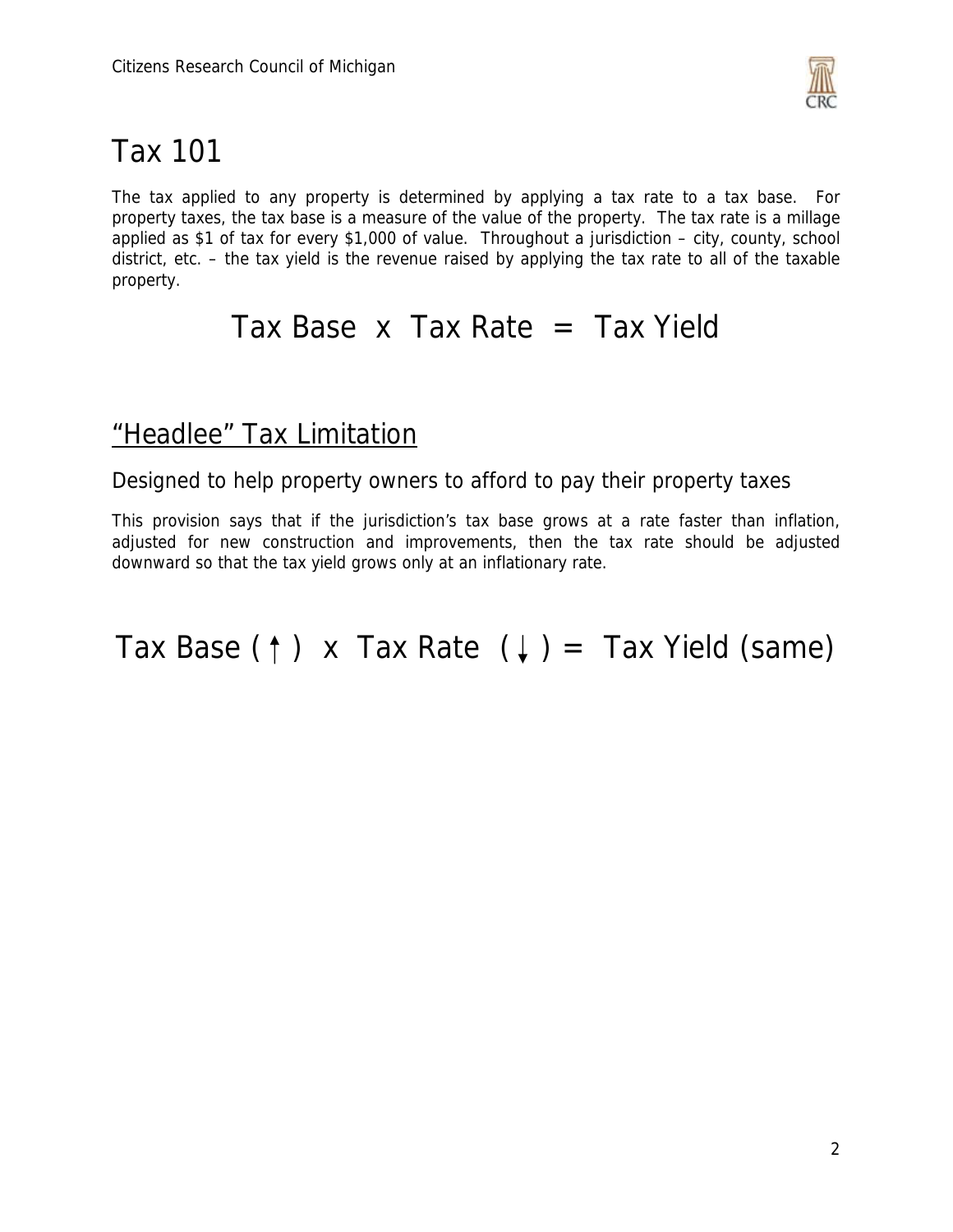# Tax 101

The tax applied to any property is determined by applying a tax rate to a tax base. For property taxes, the tax base is a measure of the value of the property. The tax rate is a millage applied as $1 of tax for every $1,000 of value. Throughout a jurisdiction – city, county, school district, etc. – the tax yield is the revenue raised by applying the tax rate to all of the taxable property.

$$\text{Tax Base} \times \text{Tax Rate} = \text{Tax Yield}$$

## "Headlee" Tax Limitation

### Designed to help property owners to afford to pay their property taxes

This provision says that if the jurisdiction's tax base grows at a rate faster than inflation, adjusted for new construction and improvements, then the tax rate should be adjusted downward so that the tax yield grows only at an inflationary rate.

$$\text{Tax Base } (\uparrow) \times \text{Tax Rate } (\downarrow) = \text{Tax Yield (same)}$$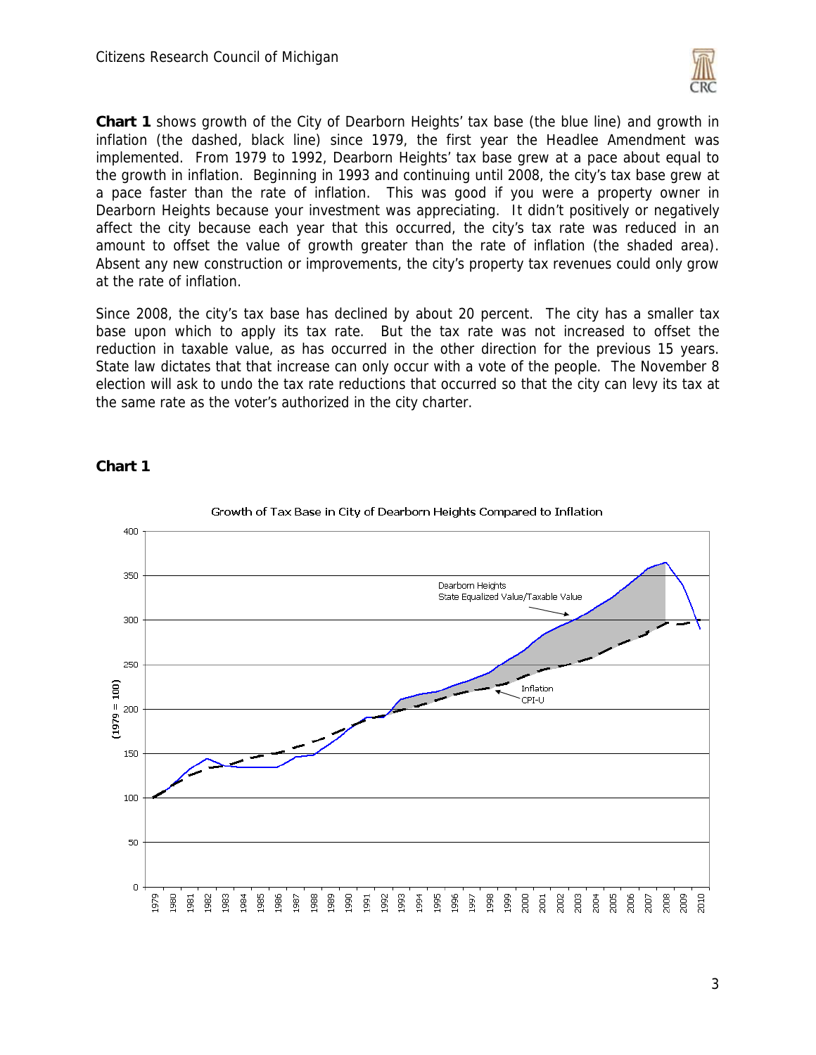**Chart 1** shows growth of the City of Dearborn Heights' tax base (the blue line) and growth in inflation (the dashed, black line) since 1979, the first year the Headlee Amendment was implemented. From 1979 to 1992, Dearborn Heights' tax base grew at a pace about equal to the growth in inflation. Beginning in 1993 and continuing until 2008, the city's tax base grew at a pace faster than the rate of inflation. This was good if you were a property owner in Dearborn Heights because your investment was appreciating. It didn't positively or negatively affect the city because each year that this occurred, the city's tax rate was reduced in an amount to offset the value of growth greater than the rate of inflation (the shaded area). Absent any new construction or improvements, the city's property tax revenues could only grow at the rate of inflation.

Since 2008, the city's tax base has declined by about 20 percent. The city has a smaller tax base upon which to apply its tax rate. But the tax rate was not increased to offset the reduction in taxable value, as has occurred in the other direction for the previous 15 years. State law dictates that that increase can only occur with a vote of the people. The November 8 election will ask to undo the tax rate reductions that occurred so that the city can levy its tax at the same rate as the voter's authorized in the city charter.

**Chart 1**

Growth of Tax Base in City of Dearborn Heights Compared to Inflation

(1979 = 100)

400
350
300
250
200
150
100
50
0

Dearborn Heights
State Equalized Value/Taxable Value

Inflation
CPI-U

1979 1980 1981 1982 1983 1984 1985 1986 1987 1988 1989 1990 1991 1992 1993 1994 1995 1996 1997 1998 1999 2000 2001 2002 2003 2004 2005 2006 2007 2008 2009 2010